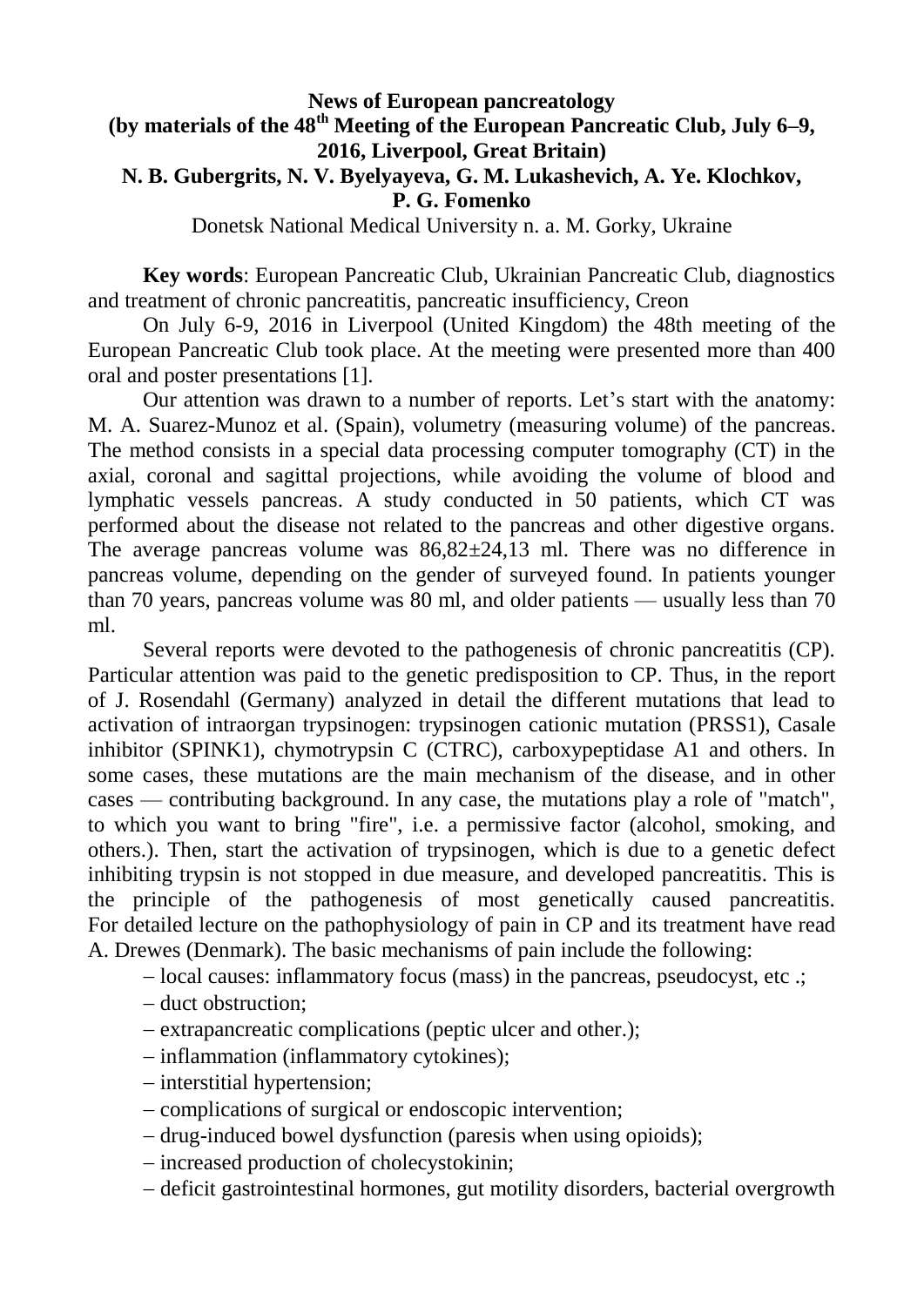# News of European pancreatology
## (by materials of the 48th Meeting of the European Pancreatic Club, July 6–9, 2016, Liverpool, Great Britain)

**N. B. Gubergrits, N. V. Byelyayeva, G. M. Lukashevich, A. Ye. Klochkov, P. G. Fomenko**

Donetsk National Medical University n. a. M. Gorky, Ukraine

**Key words**: European Pancreatic Club, Ukrainian Pancreatic Club, diagnostics and treatment of chronic pancreatitis, pancreatic insufficiency, Creon

On July 6-9, 2016 in Liverpool (United Kingdom) the 48th meeting of the European Pancreatic Club took place. At the meeting were presented more than 400 oral and poster presentations [1].

Our attention was drawn to a number of reports. Let's start with the anatomy: M. A. Suarez-Munoz et al. (Spain), volumetry (measuring volume) of the pancreas. The method consists in a special data processing computer tomography (CT) in the axial, coronal and sagittal projections, while avoiding the volume of blood and lymphatic vessels pancreas. A study conducted in 50 patients, which CT was performed about the disease not related to the pancreas and other digestive organs. The average pancreas volume was 86,82±24,13 ml. There was no difference in pancreas volume, depending on the gender of surveyed found. In patients younger than 70 years, pancreas volume was 80 ml, and older patients — usually less than 70 ml.

Several reports were devoted to the pathogenesis of chronic pancreatitis (CP). Particular attention was paid to the genetic predisposition to CP. Thus, in the report of J. Rosendahl (Germany) analyzed in detail the different mutations that lead to activation of intraorgan trypsinogen: trypsinogen cationic mutation (PRSS1), Casale inhibitor (SPINK1), chymotrypsin C (CTRC), carboxypeptidase A1 and others. In some cases, these mutations are the main mechanism of the disease, and in other cases — contributing background. In any case, the mutations play a role of "match", to which you want to bring "fire", i.e. a permissive factor (alcohol, smoking, and others.). Then, start the activation of trypsinogen, which is due to a genetic defect inhibiting trypsin is not stopped in due measure, and developed pancreatitis. This is the principle of the pathogenesis of most genetically caused pancreatitis. For detailed lecture on the pathophysiology of pain in CP and its treatment have read A. Drewes (Denmark). The basic mechanisms of pain include the following:

- local causes: inflammatory focus (mass) in the pancreas, pseudocyst, etc .;
- duct obstruction;
- extrapancreatic complications (peptic ulcer and other.);
- inflammation (inflammatory cytokines);
- interstitial hypertension;
- complications of surgical or endoscopic intervention;
- drug-induced bowel dysfunction (paresis when using opioids);
- increased production of cholecystokinin;
- deficit gastrointestinal hormones, gut motility disorders, bacterial overgrowth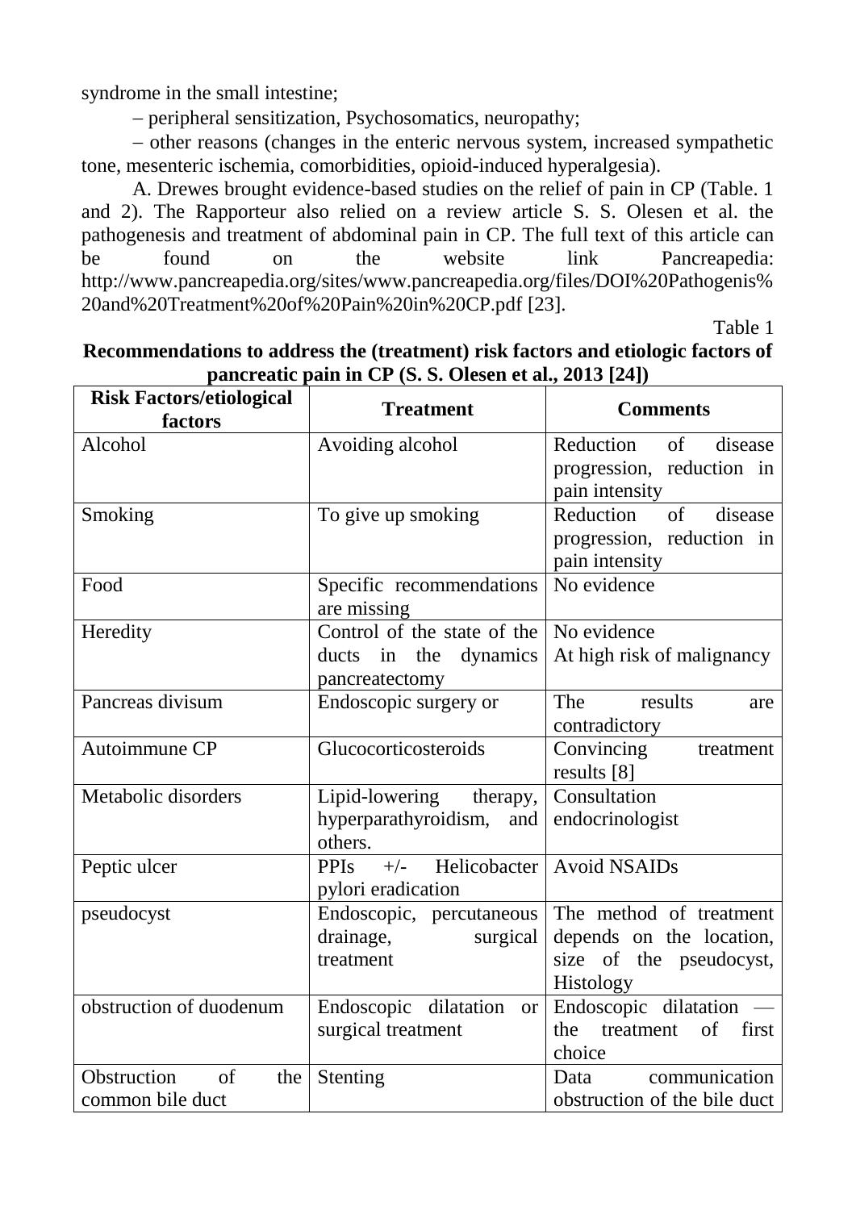syndrome in the small intestine;

– peripheral sensitization, Psychosomatics, neuropathy;

– other reasons (changes in the enteric nervous system, increased sympathetic tone, mesenteric ischemia, comorbidities, opioid-induced hyperalgesia).

A. Drewes brought evidence-based studies on the relief of pain in CP (Table. 1 and 2). The Rapporteur also relied on a review article S. S. Olesen et al. the pathogenesis and treatment of abdominal pain in CP. The full text of this article can be found on the website link Pancreapedia: http://www.pancreapedia.org/sites/www.pancreapedia.org/files/DOI%20Pathogenis%20and%20Treatment%20of%20Pain%20in%20CP.pdf [23].

Table 1

**Recommendations to address the (treatment) risk factors and etiologic factors of pancreatic pain in CP (S. S. Olesen et al., 2013 [24])**

| Risk Factors/etiological factors | Treatment | Comments |
|---|---|---|
| Alcohol | Avoiding alcohol | Reduction of disease progression, reduction in pain intensity |
| Smoking | To give up smoking | Reduction of disease progression, reduction in pain intensity |
| Food | Specific recommendations are missing | No evidence |
| Heredity | Control of the state of the ducts in the dynamics pancreatectomy | No evidence At high risk of malignancy |
| Pancreas divisum | Endoscopic surgery or | The results are contradictory |
| Autoimmune CP | Glucocorticosteroids | Convincing treatment results [8] |
| Metabolic disorders | Lipid-lowering therapy, hyperparathyroidism, and others. | Consultation endocrinologist |
| Peptic ulcer | PPIs +/- Helicobacter pylori eradication | Avoid NSAIDs |
| pseudocyst | Endoscopic, percutaneous drainage, surgical treatment | The method of treatment depends on the location, size of the pseudocyst, Histology |
| obstruction of duodenum | Endoscopic dilatation or surgical treatment | Endoscopic dilatation — the treatment of first choice |
| Obstruction of the common bile duct | Stenting | Data communication obstruction of the bile duct |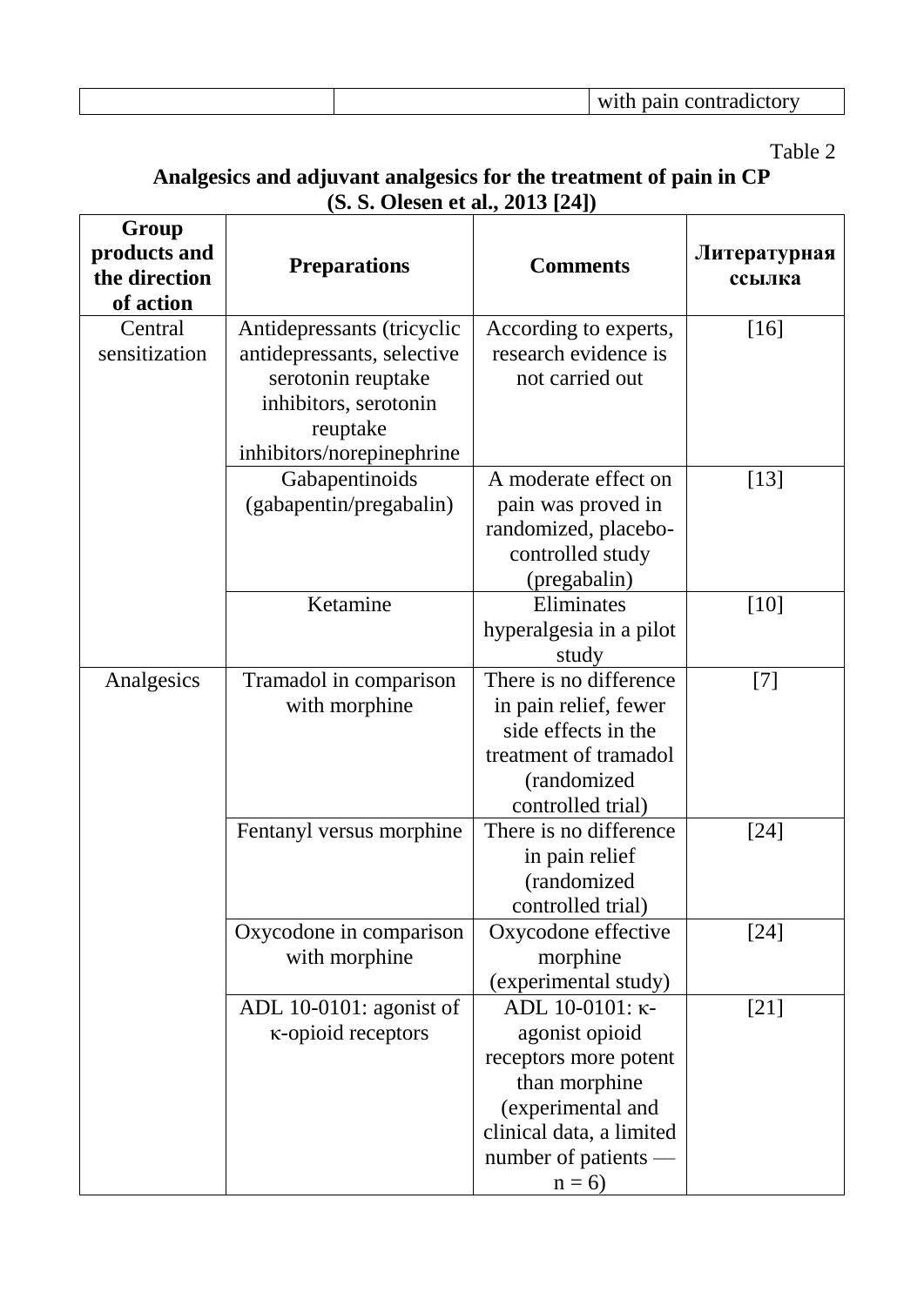| | | with pain contradictory |
|---|---|---|

Table 2

**Analgesics and adjuvant analgesics for the treatment of pain in CP (S. S. Olesen et al., 2013 [24])**

| Group products and the direction of action | Preparations | Comments | Литературная ссылка |
|---|---|---|---|
| Central sensitization | Antidepressants (tricyclic antidepressants, selective serotonin reuptake inhibitors, serotonin reuptake inhibitors/norepinephrine | According to experts, research evidence is not carried out | [16] |
| | Gabapentinoids (gabapentin/pregabalin) | A moderate effect on pain was proved in randomized, placebo-controlled study (pregabalin) | [13] |
| | Ketamine | Eliminates hyperalgesia in a pilot study | [10] |
| Analgesics | Tramadol in comparison with morphine | There is no difference in pain relief, fewer side effects in the treatment of tramadol (randomized controlled trial) | [7] |
| | Fentanyl versus morphine | There is no difference in pain relief (randomized controlled trial) | [24] |
| | Oxycodone in comparison with morphine | Oxycodone effective morphine (experimental study) | [24] |
| | ADL 10-0101: agonist of κ-opioid receptors | ADL 10-0101: κ-agonist opioid receptors more potent than morphine (experimental and clinical data, a limited number of patients — n = 6) | [21] |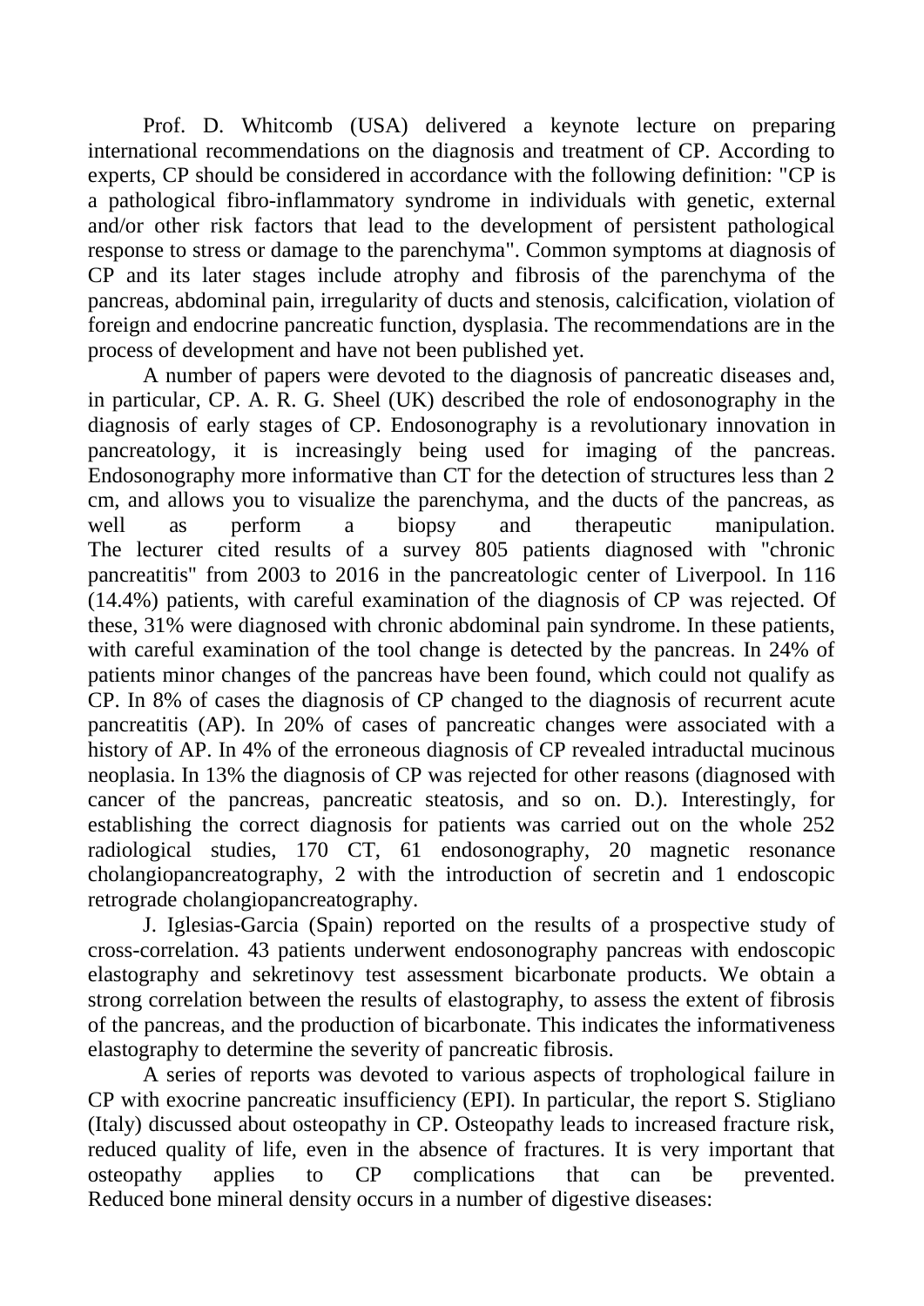Prof. D. Whitcomb (USA) delivered a keynote lecture on preparing international recommendations on the diagnosis and treatment of CP. According to experts, CP should be considered in accordance with the following definition: "CP is a pathological fibro-inflammatory syndrome in individuals with genetic, external and/or other risk factors that lead to the development of persistent pathological response to stress or damage to the parenchyma". Common symptoms at diagnosis of CP and its later stages include atrophy and fibrosis of the parenchyma of the pancreas, abdominal pain, irregularity of ducts and stenosis, calcification, violation of foreign and endocrine pancreatic function, dysplasia. The recommendations are in the process of development and have not been published yet.

A number of papers were devoted to the diagnosis of pancreatic diseases and, in particular, CP. A. R. G. Sheel (UK) described the role of endosonography in the diagnosis of early stages of CP. Endosonography is a revolutionary innovation in pancreatology, it is increasingly being used for imaging of the pancreas. Endosonography more informative than CT for the detection of structures less than 2 cm, and allows you to visualize the parenchyma, and the ducts of the pancreas, as well as perform a biopsy and therapeutic manipulation. The lecturer cited results of a survey 805 patients diagnosed with "chronic pancreatitis" from 2003 to 2016 in the pancreatologic center of Liverpool. In 116 (14.4%) patients, with careful examination of the diagnosis of CP was rejected. Of these, 31% were diagnosed with chronic abdominal pain syndrome. In these patients, with careful examination of the tool change is detected by the pancreas. In 24% of patients minor changes of the pancreas have been found, which could not qualify as CP. In 8% of cases the diagnosis of CP changed to the diagnosis of recurrent acute pancreatitis (AP). In 20% of cases of pancreatic changes were associated with a history of AP. In 4% of the erroneous diagnosis of CP revealed intraductal mucinous neoplasia. In 13% the diagnosis of CP was rejected for other reasons (diagnosed with cancer of the pancreas, pancreatic steatosis, and so on. D.). Interestingly, for establishing the correct diagnosis for patients was carried out on the whole 252 radiological studies, 170 CT, 61 endosonography, 20 magnetic resonance cholangiopancreatography, 2 with the introduction of secretin and 1 endoscopic retrograde cholangiopancreatography.

J. Iglesias-Garcia (Spain) reported on the results of a prospective study of cross-correlation. 43 patients underwent endosonography pancreas with endoscopic elastography and sekretinovy test assessment bicarbonate products. We obtain a strong correlation between the results of elastography, to assess the extent of fibrosis of the pancreas, and the production of bicarbonate. This indicates the informativeness elastography to determine the severity of pancreatic fibrosis.

A series of reports was devoted to various aspects of trophological failure in CP with exocrine pancreatic insufficiency (EPI). In particular, the report S. Stigliano (Italy) discussed about osteopathy in CP. Osteopathy leads to increased fracture risk, reduced quality of life, even in the absence of fractures. It is very important that osteopathy applies to CP complications that can be prevented. Reduced bone mineral density occurs in a number of digestive diseases: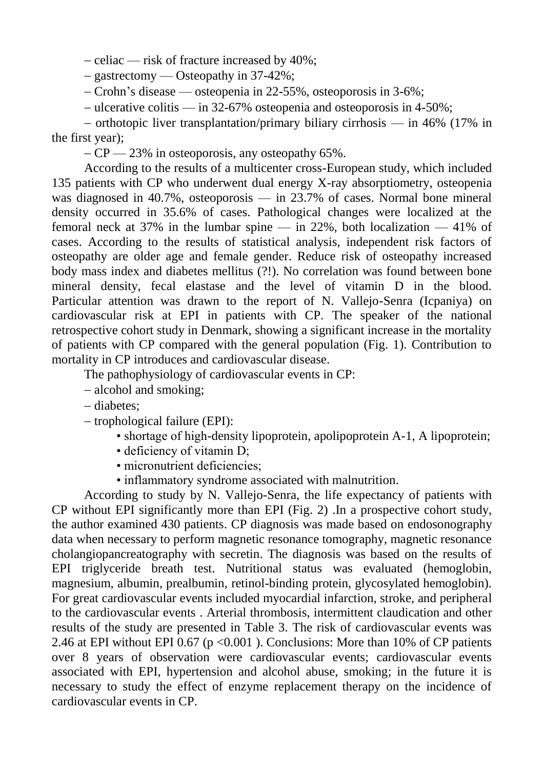– celiac — risk of fracture increased by 40%;

– gastrectomy — Osteopathy in 37-42%;

– Crohn's disease — osteopenia in 22-55%, osteoporosis in 3-6%;

– ulcerative colitis — in 32-67% osteopenia and osteoporosis in 4-50%;

– orthotopic liver transplantation/primary biliary cirrhosis — in 46% (17% in the first year);

– CP — 23% in osteoporosis, any osteopathy 65%.

According to the results of a multicenter cross-European study, which included 135 patients with CP who underwent dual energy X-ray absorptiometry, osteopenia was diagnosed in 40.7%, osteoporosis — in 23.7% of cases. Normal bone mineral density occurred in 35.6% of cases. Pathological changes were localized at the femoral neck at 37% in the lumbar spine — in 22%, both localization — 41% of cases. According to the results of statistical analysis, independent risk factors of osteopathy are older age and female gender. Reduce risk of osteopathy increased body mass index and diabetes mellitus (?!). No correlation was found between bone mineral density, fecal elastase and the level of vitamin D in the blood. Particular attention was drawn to the report of N. Vallejo-Senra (Icpaniya) on cardiovascular risk at EPI in patients with CP. The speaker of the national retrospective cohort study in Denmark, showing a significant increase in the mortality of patients with CP compared with the general population (Fig. 1). Contribution to mortality in CP introduces and cardiovascular disease.

The pathophysiology of cardiovascular events in CP:

– alcohol and smoking;

– diabetes;

– trophological failure (EPI):

- shortage of high-density lipoprotein, apolipoprotein A-1, A lipoprotein;
- deficiency of vitamin D;
- micronutrient deficiencies;
- inflammatory syndrome associated with malnutrition.

According to study by N. Vallejo-Senra, the life expectancy of patients with CP without EPI significantly more than EPI (Fig. 2) .In a prospective cohort study, the author examined 430 patients. CP diagnosis was made based on endosonography data when necessary to perform magnetic resonance tomography, magnetic resonance cholangiopancreatography with secretin. The diagnosis was based on the results of EPI triglyceride breath test. Nutritional status was evaluated (hemoglobin, magnesium, albumin, prealbumin, retinol-binding protein, glycosylated hemoglobin). For great cardiovascular events included myocardial infarction, stroke, and peripheral to the cardiovascular events . Arterial thrombosis, intermittent claudication and other results of the study are presented in Table 3. The risk of cardiovascular events was 2.46 at EPI without EPI 0.67 ($p < 0.001$ ). Conclusions: More than 10% of CP patients over 8 years of observation were cardiovascular events; cardiovascular events associated with EPI, hypertension and alcohol abuse, smoking; in the future it is necessary to study the effect of enzyme replacement therapy on the incidence of cardiovascular events in CP.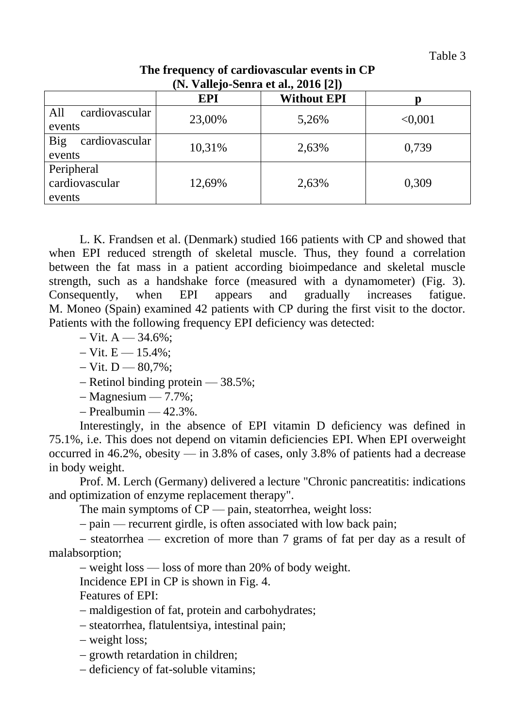Table 3

**The frequency of cardiovascular events in CP (N. Vallejo-Senra et al., 2016 [2])**

| | EPI | Without EPI | p |
|---|---|---|---|
| All cardiovascular events | 23,00% | 5,26% | <0,001 |
| Big cardiovascular events | 10,31% | 2,63% | 0,739 |
| Peripheral cardiovascular events | 12,69% | 2,63% | 0,309 |

L. K. Frandsen et al. (Denmark) studied 166 patients with CP and showed that when EPI reduced strength of skeletal muscle. Thus, they found a correlation between the fat mass in a patient according bioimpedance and skeletal muscle strength, such as a handshake force (measured with a dynamometer) (Fig. 3). Consequently, when EPI appears and gradually increases fatigue. M. Moneo (Spain) examined 42 patients with CP during the first visit to the doctor. Patients with the following frequency EPI deficiency was detected:

– Vit. A — 34.6%;

– Vit. E — 15.4%;

– Vit. D — 80,7%;

– Retinol binding protein — 38.5%;

– Magnesium — 7.7%;

– Prealbumin — 42.3%.

Interestingly, in the absence of EPI vitamin D deficiency was defined in 75.1%, i.e. This does not depend on vitamin deficiencies EPI. When EPI overweight occurred in 46.2%, obesity — in 3.8% of cases, only 3.8% of patients had a decrease in body weight.

Prof. M. Lerch (Germany) delivered a lecture "Chronic pancreatitis: indications and optimization of enzyme replacement therapy".

The main symptoms of CP — pain, steatorrhea, weight loss:

– pain — recurrent girdle, is often associated with low back pain;

– steatorrhea — excretion of more than 7 grams of fat per day as a result of malabsorption;

– weight loss — loss of more than 20% of body weight.

Incidence EPI in CP is shown in Fig. 4.

Features of EPI:

– maldigestion of fat, protein and carbohydrates;

– steatorrhea, flatulentsiya, intestinal pain;

– weight loss;

– growth retardation in children;

– deficiency of fat-soluble vitamins;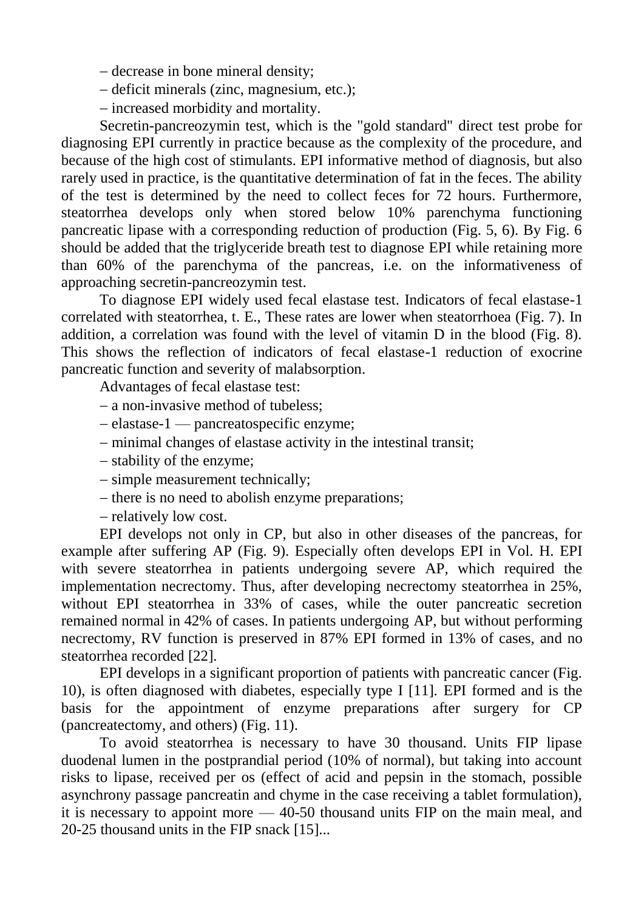– decrease in bone mineral density;

– deficit minerals (zinc, magnesium, etc.);

– increased morbidity and mortality.

Secretin-pancreozymin test, which is the "gold standard" direct test probe for diagnosing EPI currently in practice because as the complexity of the procedure, and because of the high cost of stimulants. EPI informative method of diagnosis, but also rarely used in practice, is the quantitative determination of fat in the feces. The ability of the test is determined by the need to collect feces for 72 hours. Furthermore, steatorrhea develops only when stored below 10% parenchyma functioning pancreatic lipase with a corresponding reduction of production (Fig. 5, 6). By Fig. 6 should be added that the triglyceride breath test to diagnose EPI while retaining more than 60% of the parenchyma of the pancreas, i.e. on the informativeness of approaching secretin-pancreozymin test.

To diagnose EPI widely used fecal elastase test. Indicators of fecal elastase-1 correlated with steatorrhea, t. E., These rates are lower when steatorrhoea (Fig. 7). In addition, a correlation was found with the level of vitamin D in the blood (Fig. 8). This shows the reflection of indicators of fecal elastase-1 reduction of exocrine pancreatic function and severity of malabsorption.

Advantages of fecal elastase test:

– a non-invasive method of tubeless;

– elastase-1 — pancreatospecific enzyme;

– minimal changes of elastase activity in the intestinal transit;

– stability of the enzyme;

– simple measurement technically;

– there is no need to abolish enzyme preparations;

– relatively low cost.

EPI develops not only in CP, but also in other diseases of the pancreas, for example after suffering AP (Fig. 9). Especially often develops EPI in Vol. H. EPI with severe steatorrhea in patients undergoing severe AP, which required the implementation necrectomy. Thus, after developing necrectomy steatorrhea in 25%, without EPI steatorrhea in 33% of cases, while the outer pancreatic secretion remained normal in 42% of cases. In patients undergoing AP, but without performing necrectomy, RV function is preserved in 87% EPI formed in 13% of cases, and no steatorrhea recorded [22].

EPI develops in a significant proportion of patients with pancreatic cancer (Fig. 10), is often diagnosed with diabetes, especially type I [11]. EPI formed and is the basis for the appointment of enzyme preparations after surgery for CP (pancreatectomy, and others) (Fig. 11).

To avoid steatorrhea is necessary to have 30 thousand. Units FIP lipase duodenal lumen in the postprandial period (10% of normal), but taking into account risks to lipase, received per os (effect of acid and pepsin in the stomach, possible asynchrony passage pancreatin and chyme in the case receiving a tablet formulation), it is necessary to appoint more — 40-50 thousand units FIP on the main meal, and 20-25 thousand units in the FIP snack [15]...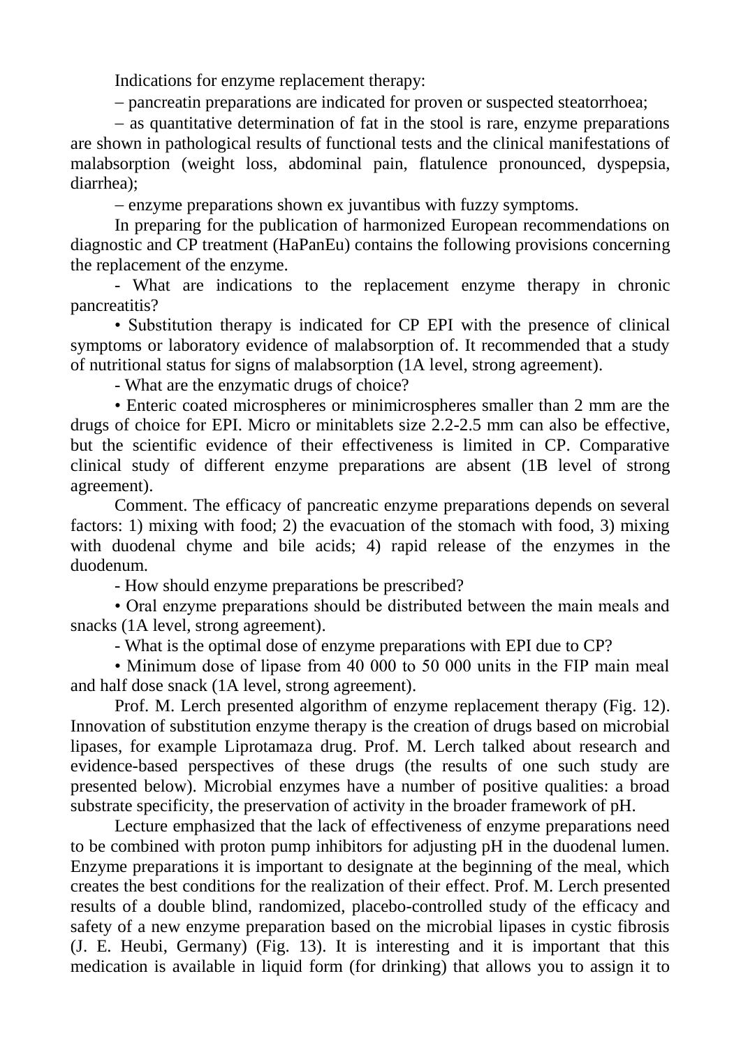Indications for enzyme replacement therapy:

– pancreatin preparations are indicated for proven or suspected steatorrhoea;

– as quantitative determination of fat in the stool is rare, enzyme preparations are shown in pathological results of functional tests and the clinical manifestations of malabsorption (weight loss, abdominal pain, flatulence pronounced, dyspepsia, diarrhea);

– enzyme preparations shown ex juvantibus with fuzzy symptoms.

In preparing for the publication of harmonized European recommendations on diagnostic and CP treatment (HaPanEu) contains the following provisions concerning the replacement of the enzyme.

- What are indications to the replacement enzyme therapy in chronic pancreatitis?

• Substitution therapy is indicated for CP EPI with the presence of clinical symptoms or laboratory evidence of malabsorption of. It recommended that a study of nutritional status for signs of malabsorption (1A level, strong agreement).

- What are the enzymatic drugs of choice?

• Enteric coated microspheres or minimicrospheres smaller than 2 mm are the drugs of choice for EPI. Micro or minitablets size 2.2-2.5 mm can also be effective, but the scientific evidence of their effectiveness is limited in CP. Comparative clinical study of different enzyme preparations are absent (1B level of strong agreement).

Comment. The efficacy of pancreatic enzyme preparations depends on several factors: 1) mixing with food; 2) the evacuation of the stomach with food, 3) mixing with duodenal chyme and bile acids; 4) rapid release of the enzymes in the duodenum.

- How should enzyme preparations be prescribed?

• Oral enzyme preparations should be distributed between the main meals and snacks (1A level, strong agreement).

- What is the optimal dose of enzyme preparations with EPI due to CP?

• Minimum dose of lipase from 40 000 to 50 000 units in the FIP main meal and half dose snack (1A level, strong agreement).

Prof. M. Lerch presented algorithm of enzyme replacement therapy (Fig. 12). Innovation of substitution enzyme therapy is the creation of drugs based on microbial lipases, for example Liprotamaza drug. Prof. M. Lerch talked about research and evidence-based perspectives of these drugs (the results of one such study are presented below). Microbial enzymes have a number of positive qualities: a broad substrate specificity, the preservation of activity in the broader framework of pH.

Lecture emphasized that the lack of effectiveness of enzyme preparations need to be combined with proton pump inhibitors for adjusting pH in the duodenal lumen. Enzyme preparations it is important to designate at the beginning of the meal, which creates the best conditions for the realization of their effect. Prof. M. Lerch presented results of a double blind, randomized, placebo-controlled study of the efficacy and safety of a new enzyme preparation based on the microbial lipases in cystic fibrosis (J. E. Heubi, Germany) (Fig. 13). It is interesting and it is important that this medication is available in liquid form (for drinking) that allows you to assign it to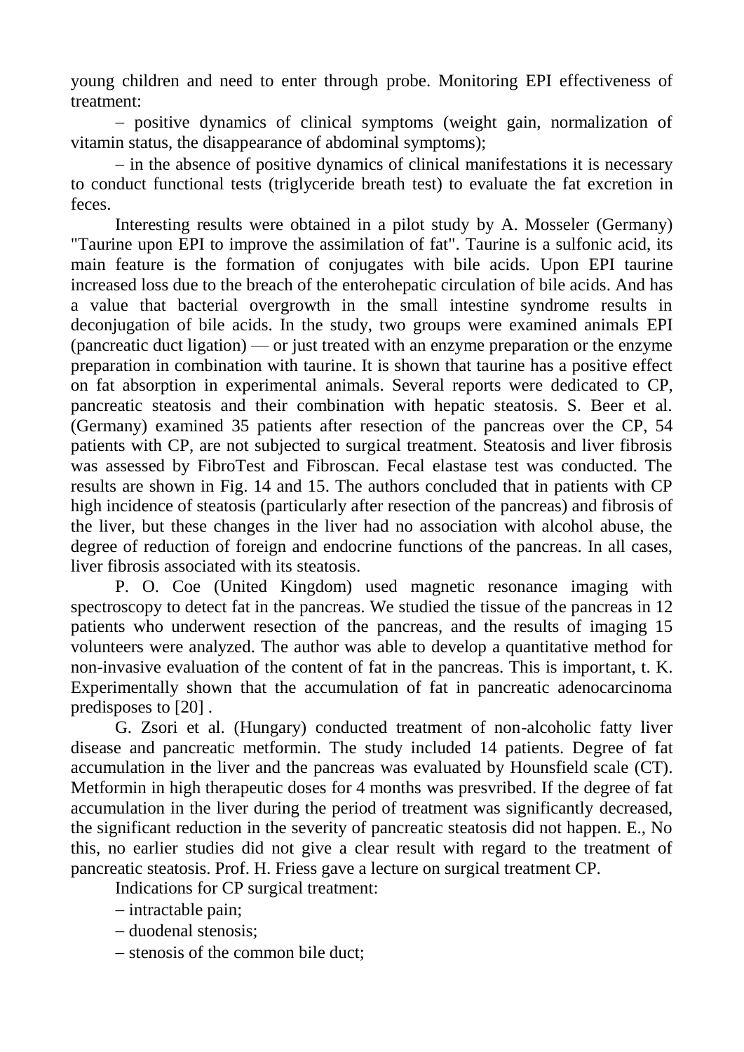young children and need to enter through probe. Monitoring EPI effectiveness of treatment:

– positive dynamics of clinical symptoms (weight gain, normalization of vitamin status, the disappearance of abdominal symptoms);

– in the absence of positive dynamics of clinical manifestations it is necessary to conduct functional tests (triglyceride breath test) to evaluate the fat excretion in feces.

Interesting results were obtained in a pilot study by A. Mosseler (Germany) "Taurine upon EPI to improve the assimilation of fat". Taurine is a sulfonic acid, its main feature is the formation of conjugates with bile acids. Upon EPI taurine increased loss due to the breach of the enterohepatic circulation of bile acids. And has a value that bacterial overgrowth in the small intestine syndrome results in deconjugation of bile acids. In the study, two groups were examined animals EPI (pancreatic duct ligation) — or just treated with an enzyme preparation or the enzyme preparation in combination with taurine. It is shown that taurine has a positive effect on fat absorption in experimental animals. Several reports were dedicated to CP, pancreatic steatosis and their combination with hepatic steatosis. S. Beer et al. (Germany) examined 35 patients after resection of the pancreas over the CP, 54 patients with CP, are not subjected to surgical treatment. Steatosis and liver fibrosis was assessed by FibroTest and Fibroscan. Fecal elastase test was conducted. The results are shown in Fig. 14 and 15. The authors concluded that in patients with CP high incidence of steatosis (particularly after resection of the pancreas) and fibrosis of the liver, but these changes in the liver had no association with alcohol abuse, the degree of reduction of foreign and endocrine functions of the pancreas. In all cases, liver fibrosis associated with its steatosis.

P. O. Coe (United Kingdom) used magnetic resonance imaging with spectroscopy to detect fat in the pancreas. We studied the tissue of the pancreas in 12 patients who underwent resection of the pancreas, and the results of imaging 15 volunteers were analyzed. The author was able to develop a quantitative method for non-invasive evaluation of the content of fat in the pancreas. This is important, t. K. Experimentally shown that the accumulation of fat in pancreatic adenocarcinoma predisposes to [20] .

G. Zsori et al. (Hungary) conducted treatment of non-alcoholic fatty liver disease and pancreatic metformin. The study included 14 patients. Degree of fat accumulation in the liver and the pancreas was evaluated by Hounsfield scale (CT). Metformin in high therapeutic doses for 4 months was presvribed. If the degree of fat accumulation in the liver during the period of treatment was significantly decreased, the significant reduction in the severity of pancreatic steatosis did not happen. E., No this, no earlier studies did not give a clear result with regard to the treatment of pancreatic steatosis. Prof. H. Friess gave a lecture on surgical treatment CP.

Indications for CP surgical treatment:

– intractable pain;

– duodenal stenosis;

– stenosis of the common bile duct;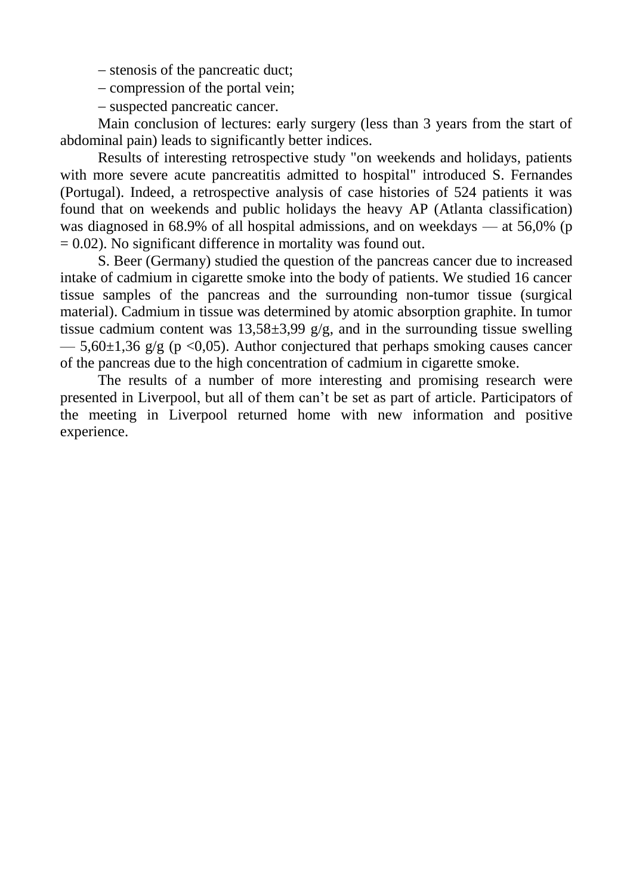– stenosis of the pancreatic duct;

– compression of the portal vein;

– suspected pancreatic cancer.

Main conclusion of lectures: early surgery (less than 3 years from the start of abdominal pain) leads to significantly better indices.

Results of interesting retrospective study "on weekends and holidays, patients with more severe acute pancreatitis admitted to hospital" introduced S. Fernandes (Portugal). Indeed, a retrospective analysis of case histories of 524 patients it was found that on weekends and public holidays the heavy AP (Atlanta classification) was diagnosed in 68.9% of all hospital admissions, and on weekdays — at 56,0% ($p = 0.02$). No significant difference in mortality was found out.

S. Beer (Germany) studied the question of the pancreas cancer due to increased intake of cadmium in cigarette smoke into the body of patients. We studied 16 cancer tissue samples of the pancreas and the surrounding non-tumor tissue (surgical material). Cadmium in tissue was determined by atomic absorption graphite. In tumor tissue cadmium content was $13{,}58 \pm 3{,}99$ g/g, and in the surrounding tissue swelling — $5{,}60 \pm 1{,}36$ g/g ($p < 0{,}05$). Author conjectured that perhaps smoking causes cancer of the pancreas due to the high concentration of cadmium in cigarette smoke.

The results of a number of more interesting and promising research were presented in Liverpool, but all of them can't be set as part of article. Participators of the meeting in Liverpool returned home with new information and positive experience.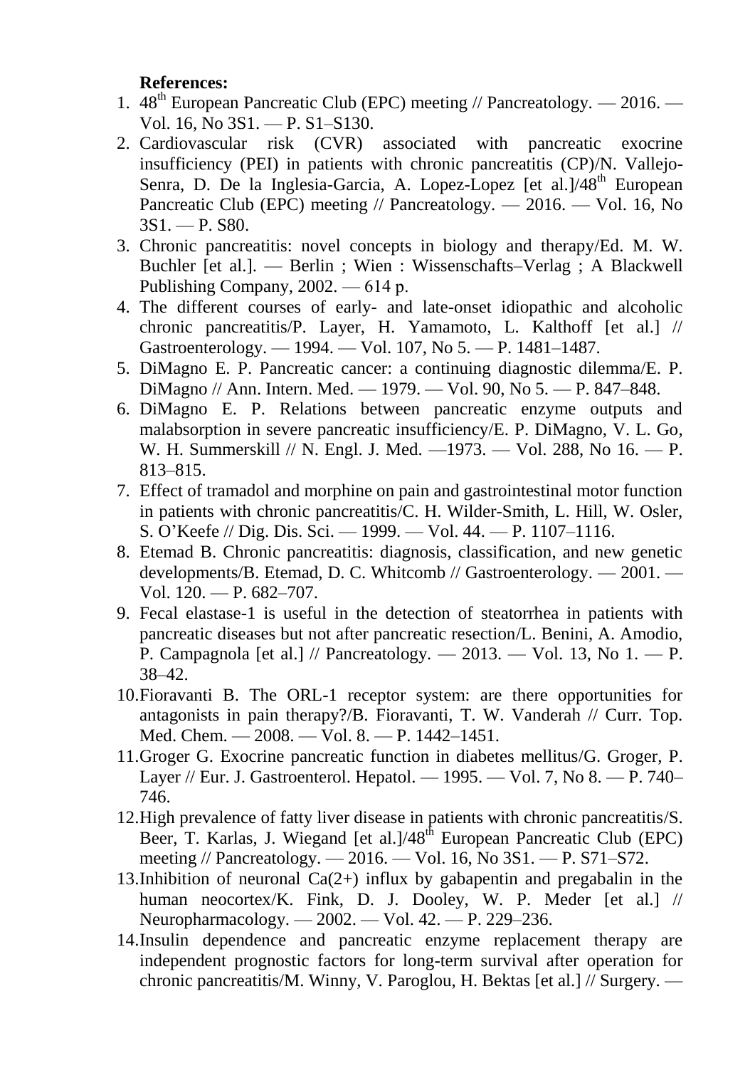**References:**

1. 48th European Pancreatic Club (EPC) meeting // Pancreatology. — 2016. — Vol. 16, No 3S1. — P. S1–S130.
2. Cardiovascular risk (CVR) associated with pancreatic exocrine insufficiency (PEI) in patients with chronic pancreatitis (CP)/N. Vallejo-Senra, D. De la Inglesia-Garcia, A. Lopez-Lopez [et al.]/48th European Pancreatic Club (EPC) meeting // Pancreatology. — 2016. — Vol. 16, No 3S1. — P. S80.
3. Chronic pancreatitis: novel concepts in biology and therapy/Ed. M. W. Buchler [et al.]. — Berlin ; Wien : Wissenschafts–Verlag ; A Blackwell Publishing Company, 2002. — 614 p.
4. The different courses of early- and late-onset idiopathic and alcoholic chronic pancreatitis/P. Layer, H. Yamamoto, L. Kalthoff [et al.] // Gastroenterology. — 1994. — Vol. 107, No 5. — P. 1481–1487.
5. DiMagno E. P. Pancreatic cancer: a continuing diagnostic dilemma/E. P. DiMagno // Ann. Intern. Med. — 1979. — Vol. 90, No 5. — P. 847–848.
6. DiMagno E. P. Relations between pancreatic enzyme outputs and malabsorption in severe pancreatic insufficiency/E. P. DiMagno, V. L. Go, W. H. Summerskill // N. Engl. J. Med. —1973. — Vol. 288, No 16. — P. 813–815.
7. Effect of tramadol and morphine on pain and gastrointestinal motor function in patients with chronic pancreatitis/C. H. Wilder-Smith, L. Hill, W. Osler, S. O'Keefe // Dig. Dis. Sci. — 1999. — Vol. 44. — P. 1107–1116.
8. Etemad B. Chronic pancreatitis: diagnosis, classification, and new genetic developments/B. Etemad, D. C. Whitcomb // Gastroenterology. — 2001. — Vol. 120. — P. 682–707.
9. Fecal elastase-1 is useful in the detection of steatorrhea in patients with pancreatic diseases but not after pancreatic resection/L. Benini, A. Amodio, P. Campagnola [et al.] // Pancreatology. — 2013. — Vol. 13, No 1. — P. 38–42.
10. Fioravanti B. The ORL-1 receptor system: are there opportunities for antagonists in pain therapy?/B. Fioravanti, T. W. Vanderah // Curr. Top. Med. Chem. — 2008. — Vol. 8. — P. 1442–1451.
11. Groger G. Exocrine pancreatic function in diabetes mellitus/G. Groger, P. Layer // Eur. J. Gastroenterol. Hepatol. — 1995. — Vol. 7, No 8. — P. 740–746.
12. High prevalence of fatty liver disease in patients with chronic pancreatitis/S. Beer, T. Karlas, J. Wiegand [et al.]/48th European Pancreatic Club (EPC) meeting // Pancreatology. — 2016. — Vol. 16, No 3S1. — P. S71–S72.
13. Inhibition of neuronal Ca(2+) influx by gabapentin and pregabalin in the human neocortex/K. Fink, D. J. Dooley, W. P. Meder [et al.] // Neuropharmacology. — 2002. — Vol. 42. — P. 229–236.
14. Insulin dependence and pancreatic enzyme replacement therapy are independent prognostic factors for long-term survival after operation for chronic pancreatitis/M. Winny, V. Paroglou, H. Bektas [et al.] // Surgery. —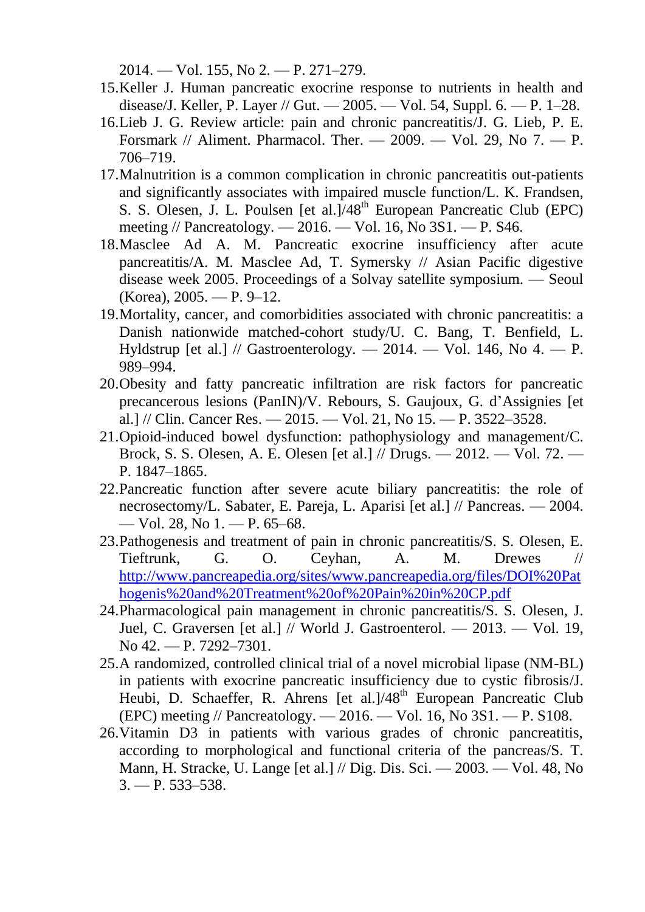2014. — Vol. 155, No 2. — P. 271–279.

15. Keller J. Human pancreatic exocrine response to nutrients in health and disease/J. Keller, P. Layer // Gut. — 2005. — Vol. 54, Suppl. 6. — P. 1–28.
16. Lieb J. G. Review article: pain and chronic pancreatitis/J. G. Lieb, P. E. Forsmark // Aliment. Pharmacol. Ther. — 2009. — Vol. 29, No 7. — P. 706–719.
17. Malnutrition is a common complication in chronic pancreatitis out-patients and significantly associates with impaired muscle function/L. K. Frandsen, S. S. Olesen, J. L. Poulsen [et al.]/48th European Pancreatic Club (EPC) meeting // Pancreatology. — 2016. — Vol. 16, No 3S1. — P. S46.
18. Masclee Ad A. M. Pancreatic exocrine insufficiency after acute pancreatitis/A. M. Masclee Ad, T. Symersky // Asian Pacific digestive disease week 2005. Proceedings of a Solvay satellite symposium. — Seoul (Korea), 2005. — P. 9–12.
19. Mortality, cancer, and comorbidities associated with chronic pancreatitis: a Danish nationwide matched-cohort study/U. C. Bang, T. Benfield, L. Hyldstrup [et al.] // Gastroenterology. — 2014. — Vol. 146, No 4. — P. 989–994.
20. Obesity and fatty pancreatic infiltration are risk factors for pancreatic precancerous lesions (PanIN)/V. Rebours, S. Gaujoux, G. d'Assignies [et al.] // Clin. Cancer Res. — 2015. — Vol. 21, No 15. — P. 3522–3528.
21. Opioid-induced bowel dysfunction: pathophysiology and management/C. Brock, S. S. Olesen, A. E. Olesen [et al.] // Drugs. — 2012. — Vol. 72. — P. 1847–1865.
22. Pancreatic function after severe acute biliary pancreatitis: the role of necrosectomy/L. Sabater, E. Pareja, L. Aparisi [et al.] // Pancreas. — 2004. — Vol. 28, No 1. — P. 65–68.
23. Pathogenesis and treatment of pain in chronic pancreatitis/S. S. Olesen, E. Tieftrunk, G. O. Ceyhan, A. M. Drewes // http://www.pancreapedia.org/sites/www.pancreapedia.org/files/DOI%20Pathogenis%20and%20Treatment%20of%20Pain%20in%20CP.pdf
24. Pharmacological pain management in chronic pancreatitis/S. S. Olesen, J. Juel, C. Graversen [et al.] // World J. Gastroenterol. — 2013. — Vol. 19, No 42. — P. 7292–7301.
25. A randomized, controlled clinical trial of a novel microbial lipase (NM-BL) in patients with exocrine pancreatic insufficiency due to cystic fibrosis/J. Heubi, D. Schaeffer, R. Ahrens [et al.]/48th European Pancreatic Club (EPC) meeting // Pancreatology. — 2016. — Vol. 16, No 3S1. — P. S108.
26. Vitamin D3 in patients with various grades of chronic pancreatitis, according to morphological and functional criteria of the pancreas/S. T. Mann, H. Stracke, U. Lange [et al.] // Dig. Dis. Sci. — 2003. — Vol. 48, No 3. — P. 533–538.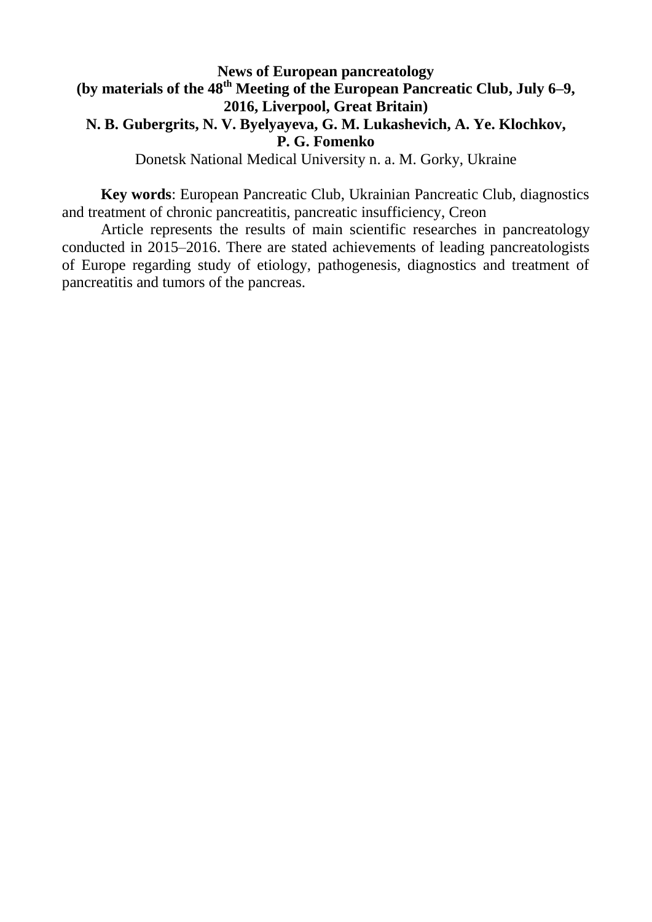**News of European pancreatology**
**(by materials of the 48th Meeting of the European Pancreatic Club, July 6–9, 2016, Liverpool, Great Britain)**

**N. B. Gubergrits, N. V. Byelyayeva, G. M. Lukashevich, A. Ye. Klochkov, P. G. Fomenko**

Donetsk National Medical University n. a. M. Gorky, Ukraine

**Key words**: European Pancreatic Club, Ukrainian Pancreatic Club, diagnostics and treatment of chronic pancreatitis, pancreatic insufficiency, Creon

Article represents the results of main scientific researches in pancreatology conducted in 2015–2016. There are stated achievements of leading pancreatologists of Europe regarding study of etiology, pathogenesis, diagnostics and treatment of pancreatitis and tumors of the pancreas.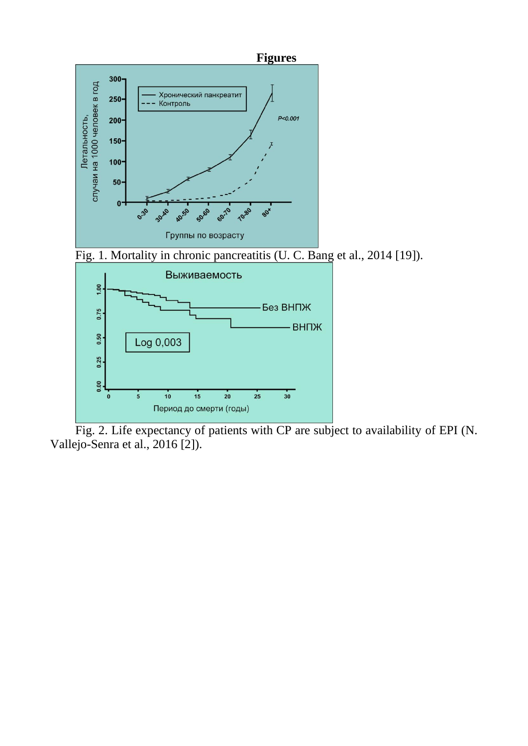## Figures

Fig. 1. Mortality in chronic pancreatitis (U. C. Bang et al., 2014 [19]).

Fig. 2. Life expectancy of patients with CP are subject to availability of EPI (N. Vallejo-Senra et al., 2016 [2]).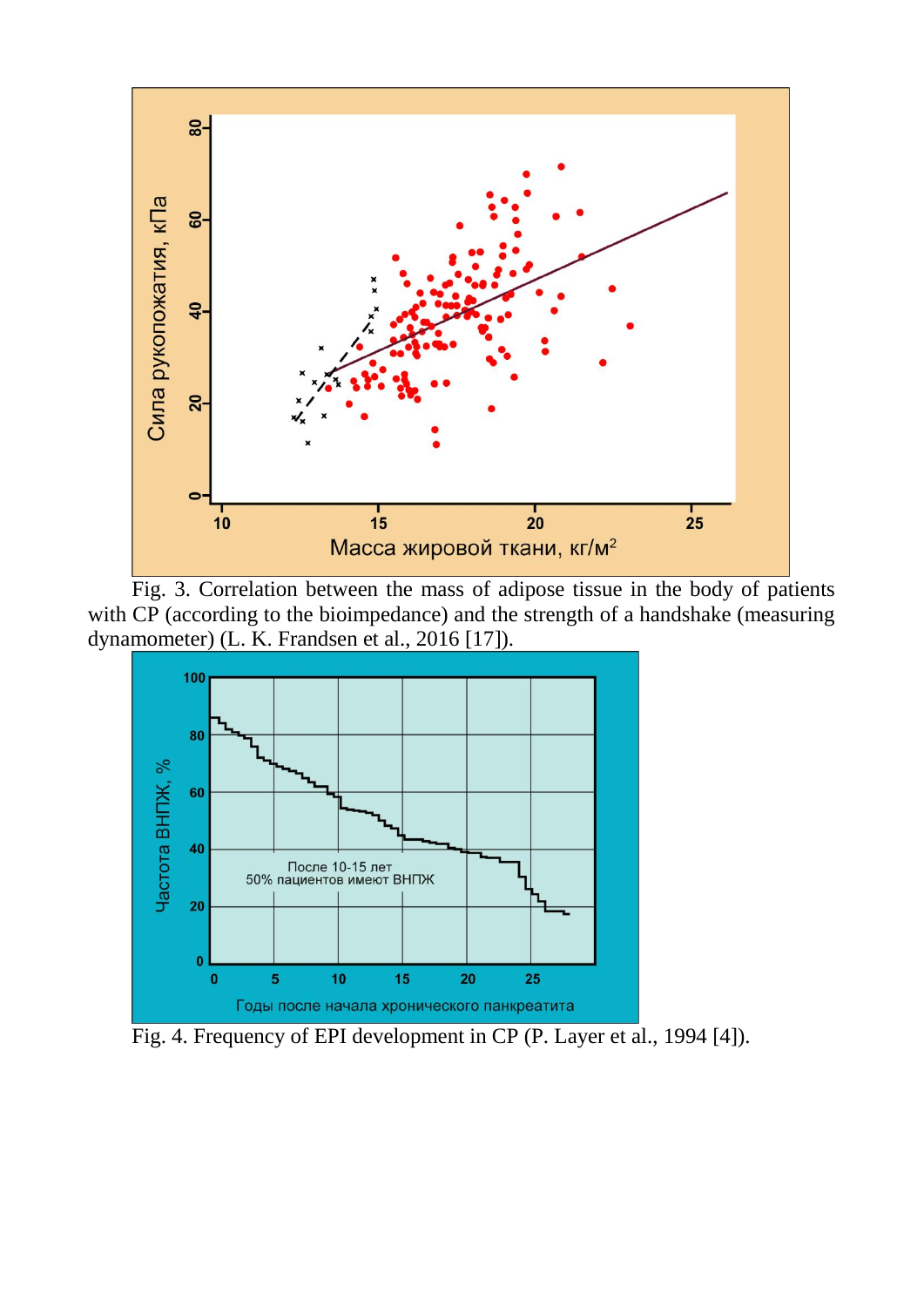Fig. 3. Correlation between the mass of adipose tissue in the body of patients with CP (according to the bioimpedance) and the strength of a handshake (measuring dynamometer) (L. K. Frandsen et al., 2016 [17]).

Fig. 4. Frequency of EPI development in CP (P. Layer et al., 1994 [4]).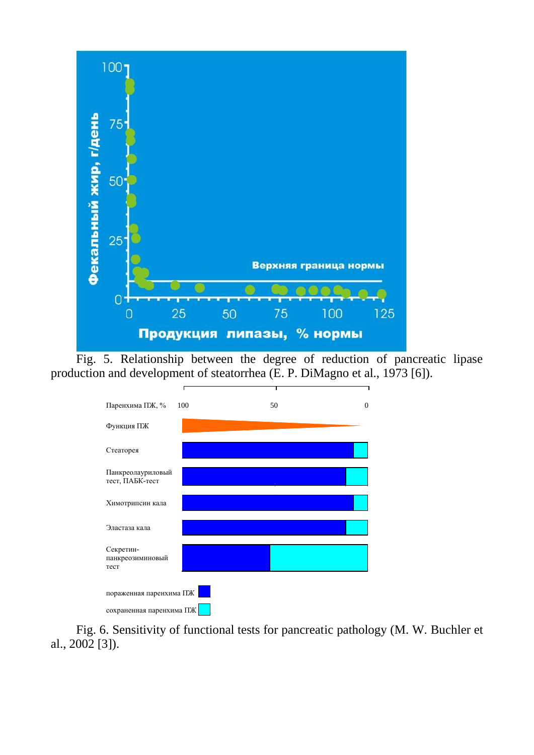Fig. 5. Relationship between the degree of reduction of pancreatic lipase production and development of steatorrhea (E. P. DiMagno et al., 1973 [6]).

Fig. 6. Sensitivity of functional tests for pancreatic pathology (M. W. Buchler et al., 2002 [3]).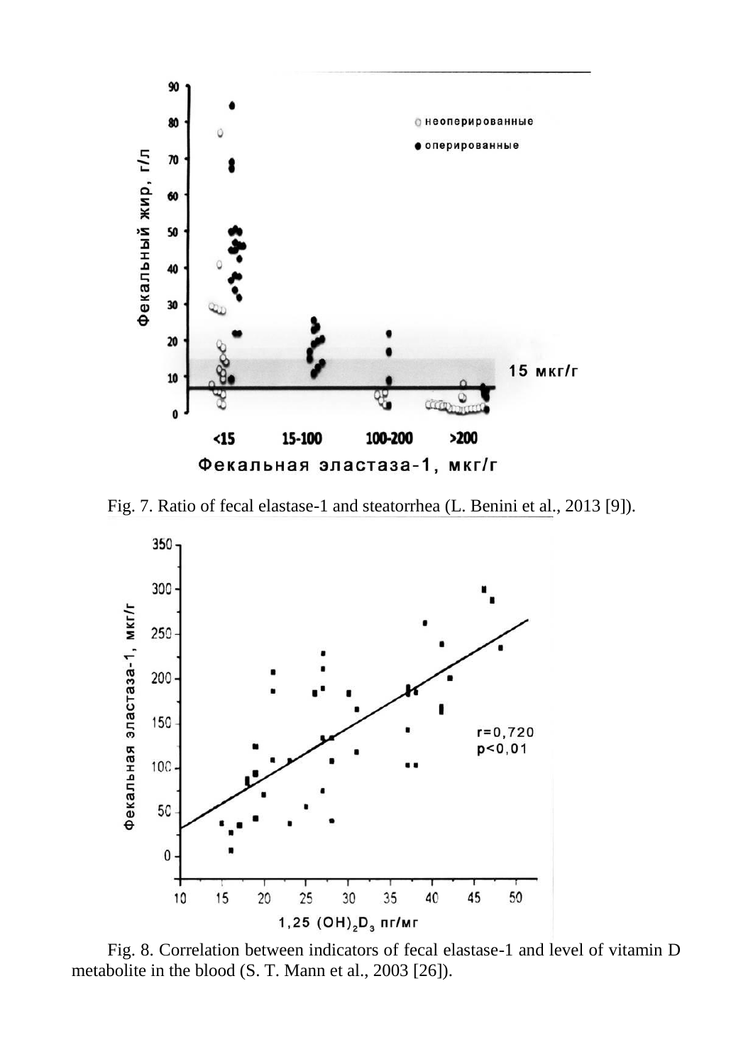Fig. 7. Ratio of fecal elastase-1 and steatorrhea (L. Benini et al., 2013 [9]).

Fig. 8. Correlation between indicators of fecal elastase-1 and level of vitamin D metabolite in the blood (S. T. Mann et al., 2003 [26]).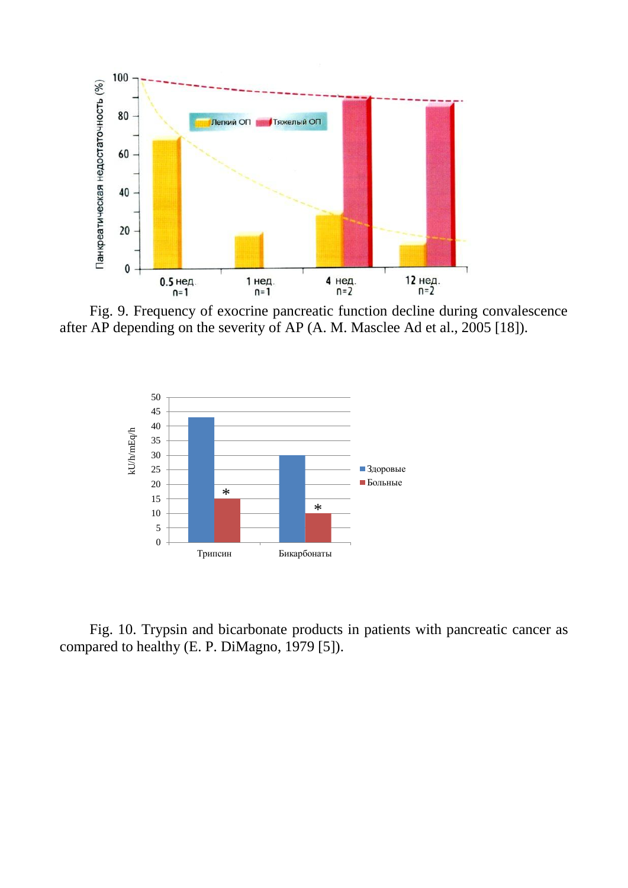Fig. 9. Frequency of exocrine pancreatic function decline during convalescence after AP depending on the severity of AP (A. M. Masclee Ad et al., 2005 [18]).

Fig. 10. Trypsin and bicarbonate products in patients with pancreatic cancer as compared to healthy (E. P. DiMagno, 1979 [5]).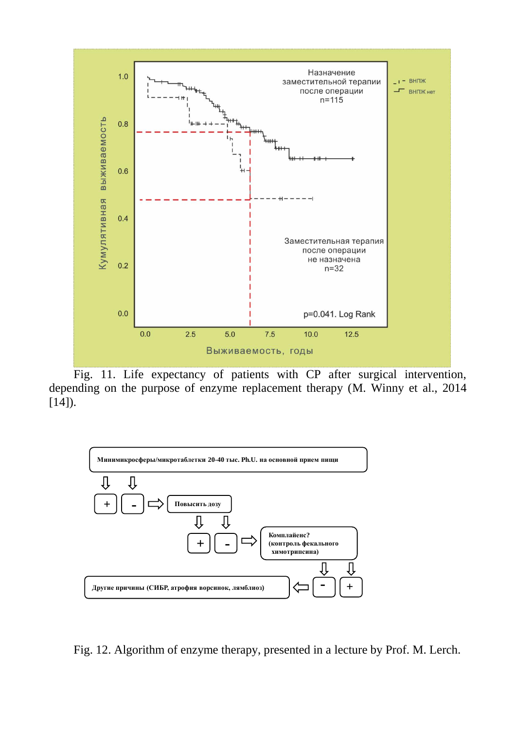Fig. 11. Life expectancy of patients with CP after surgical intervention, depending on the purpose of enzyme replacement therapy (M. Winny et al., 2014 [14]).

Минимикросферы/микротаблетки 20-40 тыс. Ph.U. на основной прием пищи

\+ | - → Повысить дозу

\+ | - → Комплайенс? (контроль фекального химотрипсина)

\- | + 

Другие причины (СИБР, атрофия ворсинок, лямблиоз) ← -

Fig. 12. Algorithm of enzyme therapy, presented in a lecture by Prof. M. Lerch.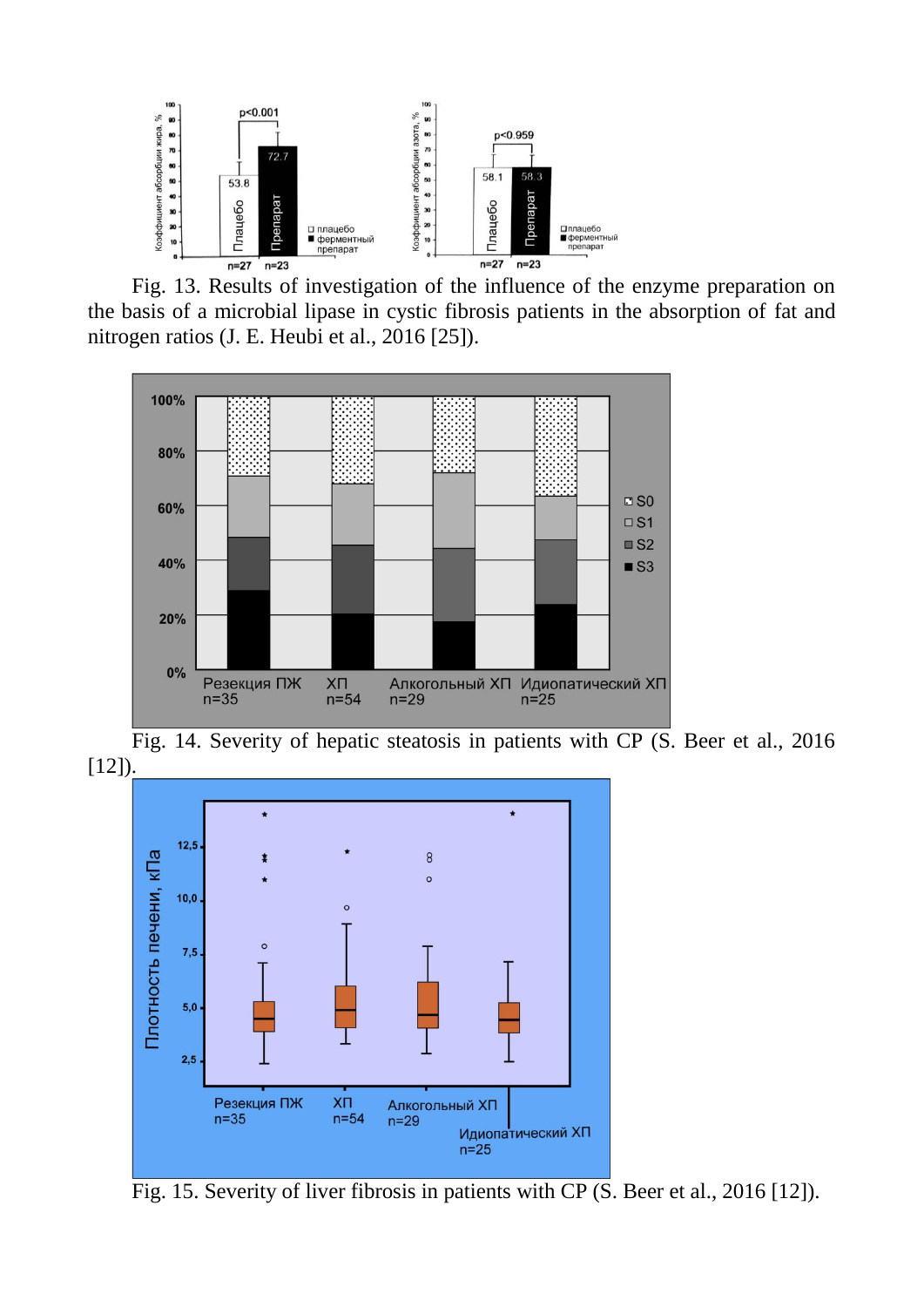Коэффициент абсорбции жира, %

p<0.001

53.8

72.7

Плацебо

Препарат

n=27 n=23

□ плацебо
■ ферментный препарат

Коэффициент абсорбции азота, %

p<0.959

58.1

58.3

Плацебо

Препарат

n=27 n=23

□ плацебо
■ ферментный препарат

Fig. 13. Results of investigation of the influence of the enzyme preparation on the basis of a microbial lipase in cystic fibrosis patients in the absorption of fat and nitrogen ratios (J. E. Heubi et al., 2016 [25]).

100%
80%
60%
40%
20%
0%

S0
S1
S2
S3

Резекция ПЖ n=35
ХП n=54
Алкогольный ХП n=29
Идиопатический ХП n=25

Fig. 14. Severity of hepatic steatosis in patients with CP (S. Beer et al., 2016 [12]).

Плотность печени, кПа

12,5
10,0
7,5
5,0
2,5

Резекция ПЖ n=35
ХП n=54
Алкогольный ХП n=29
Идиопатический ХП n=25

Fig. 15. Severity of liver fibrosis in patients with CP (S. Beer et al., 2016 [12]).